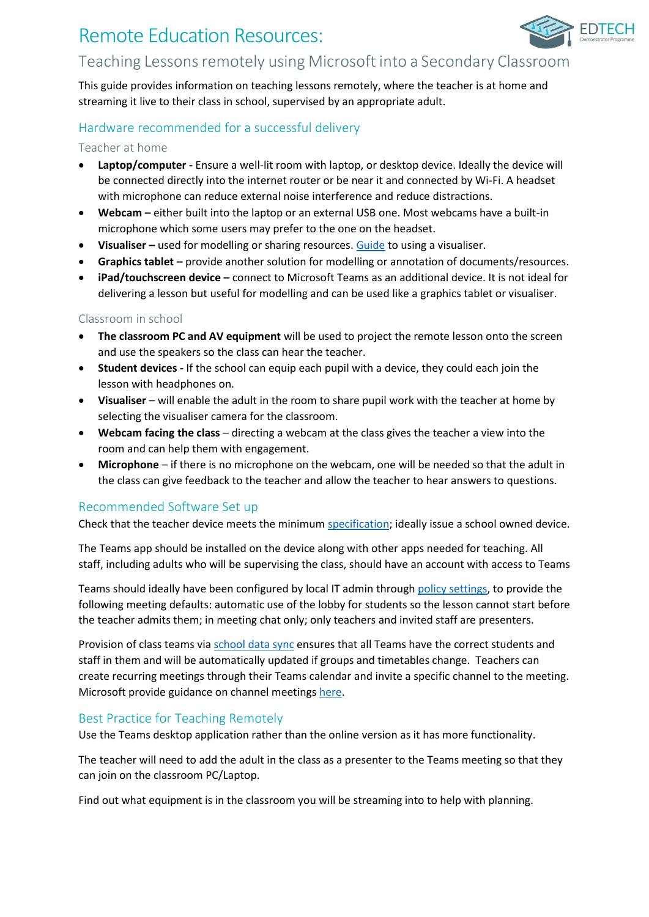# Remote Education Resources:

## Teaching Lessons remotely using Microsoft into a Secondary Classroom

This guide provides information on teaching lessons remotely, where the teacher is at home and streaming it live to their class in school, supervised by an appropriate adult.

### Hardware recommended for a successful delivery

#### Teacher at home

- **Laptop/computer -** Ensure a well-lit room with laptop, or desktop device. Ideally the device will be connected directly into the internet router or be near it and connected by Wi-Fi. A headset with microphone can reduce external noise interference and reduce distractions.
- **Webcam –** either built into the laptop or an external USB one. Most webcams have a built-in microphone which some users may prefer to the one on the headset.
- **Visualiser –** used for modelling or sharing resources. Guide to using a visualiser.
- **Graphics tablet –** provide another solution for modelling or annotation of documents/resources.
- **iPad/touchscreen device –** connect to Microsoft Teams as an additional device. It is not ideal for delivering a lesson but useful for modelling and can be used like a graphics tablet or visualiser.

#### Classroom in school

- **The classroom PC and AV equipment** will be used to project the remote lesson onto the screen and use the speakers so the class can hear the teacher.
- **Student devices -** If the school can equip each pupil with a device, they could each join the lesson with headphones on.
- **Visualiser** – will enable the adult in the room to share pupil work with the teacher at home by selecting the visualiser camera for the classroom.
- **Webcam facing the class** – directing a webcam at the class gives the teacher a view into the room and can help them with engagement.
- **Microphone** – if there is no microphone on the webcam, one will be needed so that the adult in the class can give feedback to the teacher and allow the teacher to hear answers to questions.

### Recommended Software Set up

Check that the teacher device meets the minimum specification; ideally issue a school owned device.

The Teams app should be installed on the device along with other apps needed for teaching. All staff, including adults who will be supervising the class, should have an account with access to Teams

Teams should ideally have been configured by local IT admin through policy settings, to provide the following meeting defaults: automatic use of the lobby for students so the lesson cannot start before the teacher admits them; in meeting chat only; only teachers and invited staff are presenters.

Provision of class teams via school data sync ensures that all Teams have the correct students and staff in them and will be automatically updated if groups and timetables change. Teachers can create recurring meetings through their Teams calendar and invite a specific channel to the meeting. Microsoft provide guidance on channel meetings here.

### Best Practice for Teaching Remotely

Use the Teams desktop application rather than the online version as it has more functionality.

The teacher will need to add the adult in the class as a presenter to the Teams meeting so that they can join on the classroom PC/Laptop.

Find out what equipment is in the classroom you will be streaming into to help with planning.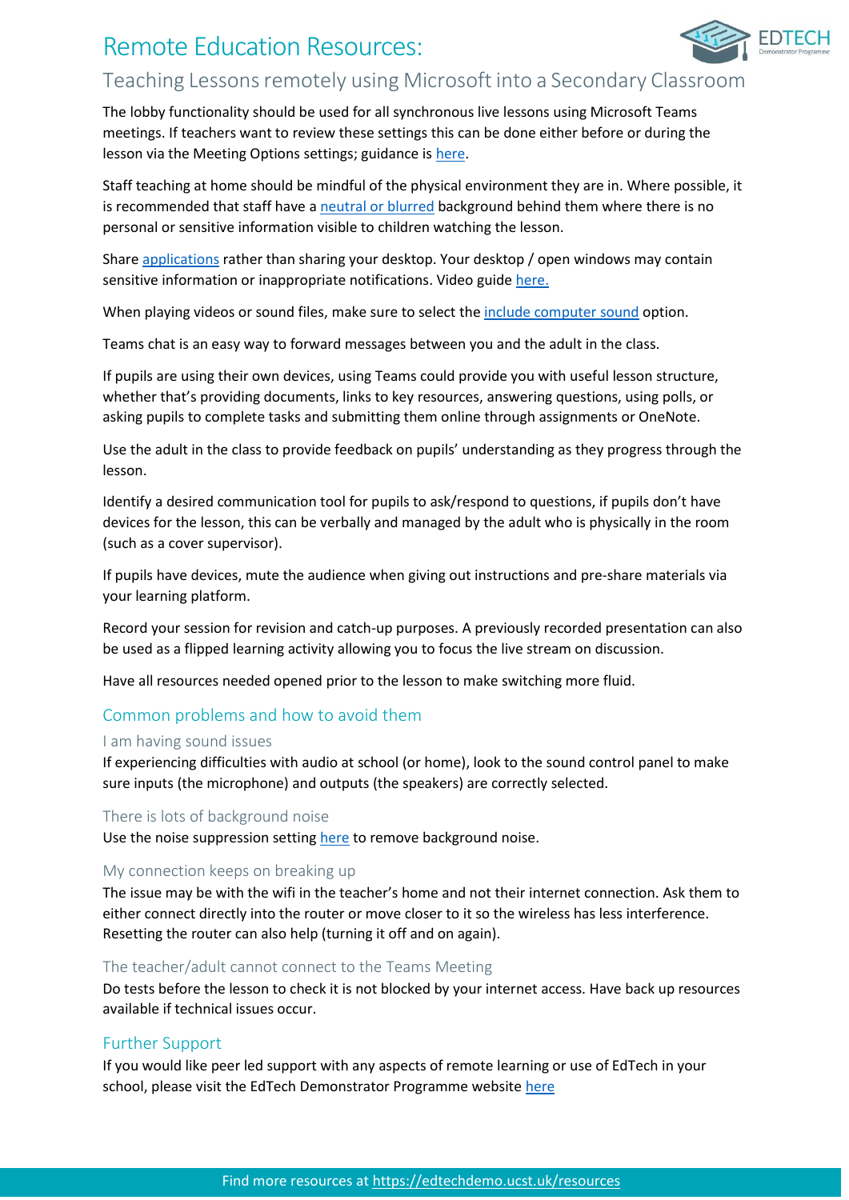# Remote Education Resources:

## Teaching Lessons remotely using Microsoft into a Secondary Classroom

The lobby functionality should be used for all synchronous live lessons using Microsoft Teams meetings. If teachers want to review these settings this can be done either before or during the lesson via the Meeting Options settings; guidance is here.

Staff teaching at home should be mindful of the physical environment they are in. Where possible, it is recommended that staff have a neutral or blurred background behind them where there is no personal or sensitive information visible to children watching the lesson.

Share applications rather than sharing your desktop. Your desktop / open windows may contain sensitive information or inappropriate notifications. Video guide here.

When playing videos or sound files, make sure to select the include computer sound option.

Teams chat is an easy way to forward messages between you and the adult in the class.

If pupils are using their own devices, using Teams could provide you with useful lesson structure, whether that's providing documents, links to key resources, answering questions, using polls, or asking pupils to complete tasks and submitting them online through assignments or OneNote.

Use the adult in the class to provide feedback on pupils' understanding as they progress through the lesson.

Identify a desired communication tool for pupils to ask/respond to questions, if pupils don't have devices for the lesson, this can be verbally and managed by the adult who is physically in the room (such as a cover supervisor).

If pupils have devices, mute the audience when giving out instructions and pre-share materials via your learning platform.

Record your session for revision and catch-up purposes. A previously recorded presentation can also be used as a flipped learning activity allowing you to focus the live stream on discussion.

Have all resources needed opened prior to the lesson to make switching more fluid.

## Common problems and how to avoid them

### I am having sound issues

If experiencing difficulties with audio at school (or home), look to the sound control panel to make sure inputs (the microphone) and outputs (the speakers) are correctly selected.

### There is lots of background noise

Use the noise suppression setting here to remove background noise.

### My connection keeps on breaking up

The issue may be with the wifi in the teacher's home and not their internet connection. Ask them to either connect directly into the router or move closer to it so the wireless has less interference. Resetting the router can also help (turning it off and on again).

### The teacher/adult cannot connect to the Teams Meeting

Do tests before the lesson to check it is not blocked by your internet access. Have back up resources available if technical issues occur.

## Further Support

If you would like peer led support with any aspects of remote learning or use of EdTech in your school, please visit the EdTech Demonstrator Programme website here

Find more resources at https://edtechdemo.ucst.uk/resources